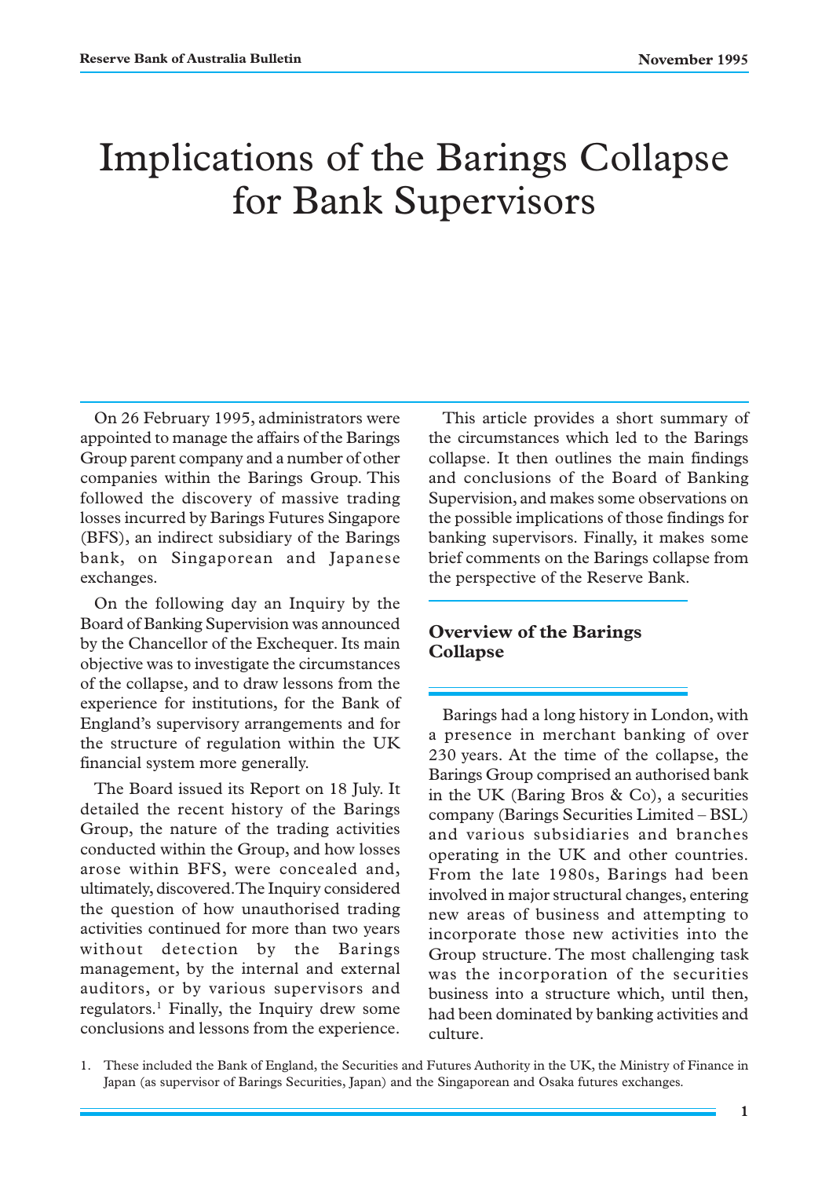# Implications of the Barings Collapse for Bank Supervisors

On 26 February 1995, administrators were appointed to manage the affairs of the Barings Group parent company and a number of other companies within the Barings Group. This followed the discovery of massive trading losses incurred by Barings Futures Singapore (BFS), an indirect subsidiary of the Barings bank, on Singaporean and Japanese exchanges.

On the following day an Inquiry by the Board of Banking Supervision was announced by the Chancellor of the Exchequer. Its main objective was to investigate the circumstances of the collapse, and to draw lessons from the experience for institutions, for the Bank of England's supervisory arrangements and for the structure of regulation within the UK financial system more generally.

The Board issued its Report on 18 July. It detailed the recent history of the Barings Group, the nature of the trading activities conducted within the Group, and how losses arose within BFS, were concealed and, ultimately, discovered. The Inquiry considered the question of how unauthorised trading activities continued for more than two years without detection by the Barings management, by the internal and external auditors, or by various supervisors and regulators.[1] Finally, the Inquiry drew some conclusions and lessons from the experience.

This article provides a short summary of the circumstances which led to the Barings collapse. It then outlines the main findings and conclusions of the Board of Banking Supervision, and makes some observations on the possible implications of those findings for banking supervisors. Finally, it makes some brief comments on the Barings collapse from the perspective of the Reserve Bank.

## Overview of the Barings Collapse

Barings had a long history in London, with a presence in merchant banking of over 230 years. At the time of the collapse, the Barings Group comprised an authorised bank in the UK (Baring Bros & Co), a securities company (Barings Securities Limited – BSL) and various subsidiaries and branches operating in the UK and other countries. From the late 1980s, Barings had been involved in major structural changes, entering new areas of business and attempting to incorporate those new activities into the Group structure. The most challenging task was the incorporation of the securities business into a structure which, until then, had been dominated by banking activities and culture.

1. These included the Bank of England, the Securities and Futures Authority in the UK, the Ministry of Finance in Japan (as supervisor of Barings Securities, Japan) and the Singaporean and Osaka futures exchanges.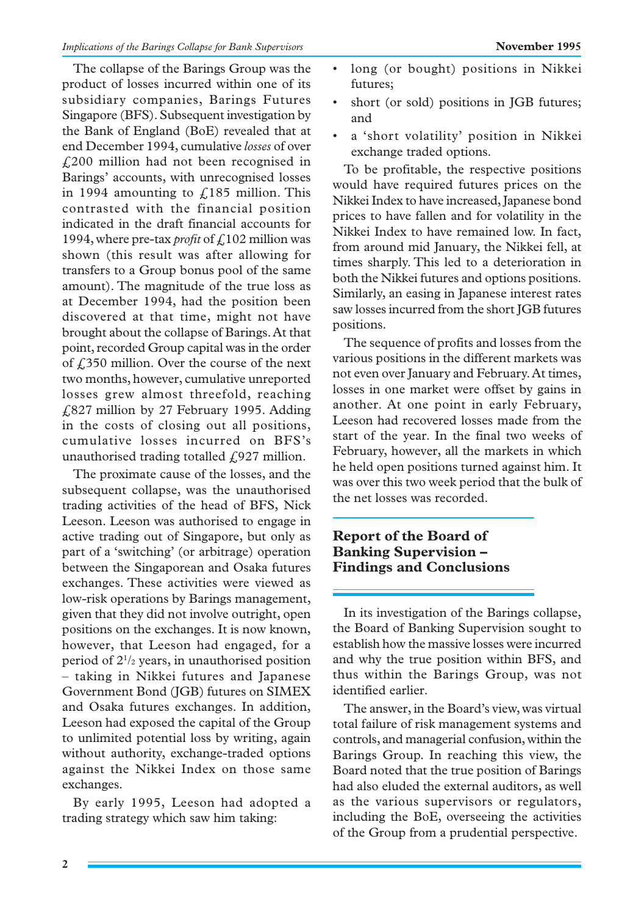The collapse of the Barings Group was the product of losses incurred within one of its subsidiary companies, Barings Futures Singapore (BFS). Subsequent investigation by the Bank of England (BoE) revealed that at end December 1994, cumulative *losses* of over £200 million had not been recognised in Barings' accounts, with unrecognised losses in 1994 amounting to £185 million. This contrasted with the financial position indicated in the draft financial accounts for 1994, where pre-tax *profit* of £102 million was shown (this result was after allowing for transfers to a Group bonus pool of the same amount). The magnitude of the true loss as at December 1994, had the position been discovered at that time, might not have brought about the collapse of Barings. At that point, recorded Group capital was in the order of £350 million. Over the course of the next two months, however, cumulative unreported losses grew almost threefold, reaching £827 million by 27 February 1995. Adding in the costs of closing out all positions, cumulative losses incurred on BFS's unauthorised trading totalled £927 million.

The proximate cause of the losses, and the subsequent collapse, was the unauthorised trading activities of the head of BFS, Nick Leeson. Leeson was authorised to engage in active trading out of Singapore, but only as part of a 'switching' (or arbitrage) operation between the Singaporean and Osaka futures exchanges. These activities were viewed as low-risk operations by Barings management, given that they did not involve outright, open positions on the exchanges. It is now known, however, that Leeson had engaged, for a period of 2½ years, in unauthorised position – taking in Nikkei futures and Japanese Government Bond (JGB) futures on SIMEX and Osaka futures exchanges. In addition, Leeson had exposed the capital of the Group to unlimited potential loss by writing, again without authority, exchange-traded options against the Nikkei Index on those same exchanges.

By early 1995, Leeson had adopted a trading strategy which saw him taking:

- long (or bought) positions in Nikkei futures;
- short (or sold) positions in JGB futures; and
- a 'short volatility' position in Nikkei exchange traded options.

To be profitable, the respective positions would have required futures prices on the Nikkei Index to have increased, Japanese bond prices to have fallen and for volatility in the Nikkei Index to have remained low. In fact, from around mid January, the Nikkei fell, at times sharply. This led to a deterioration in both the Nikkei futures and options positions. Similarly, an easing in Japanese interest rates saw losses incurred from the short JGB futures positions.

The sequence of profits and losses from the various positions in the different markets was not even over January and February. At times, losses in one market were offset by gains in another. At one point in early February, Leeson had recovered losses made from the start of the year. In the final two weeks of February, however, all the markets in which he held open positions turned against him. It was over this two week period that the bulk of the net losses was recorded.

## Report of the Board of Banking Supervision – Findings and Conclusions

In its investigation of the Barings collapse, the Board of Banking Supervision sought to establish how the massive losses were incurred and why the true position within BFS, and thus within the Barings Group, was not identified earlier.

The answer, in the Board's view, was virtual total failure of risk management systems and controls, and managerial confusion, within the Barings Group. In reaching this view, the Board noted that the true position of Barings had also eluded the external auditors, as well as the various supervisors or regulators, including the BoE, overseeing the activities of the Group from a prudential perspective.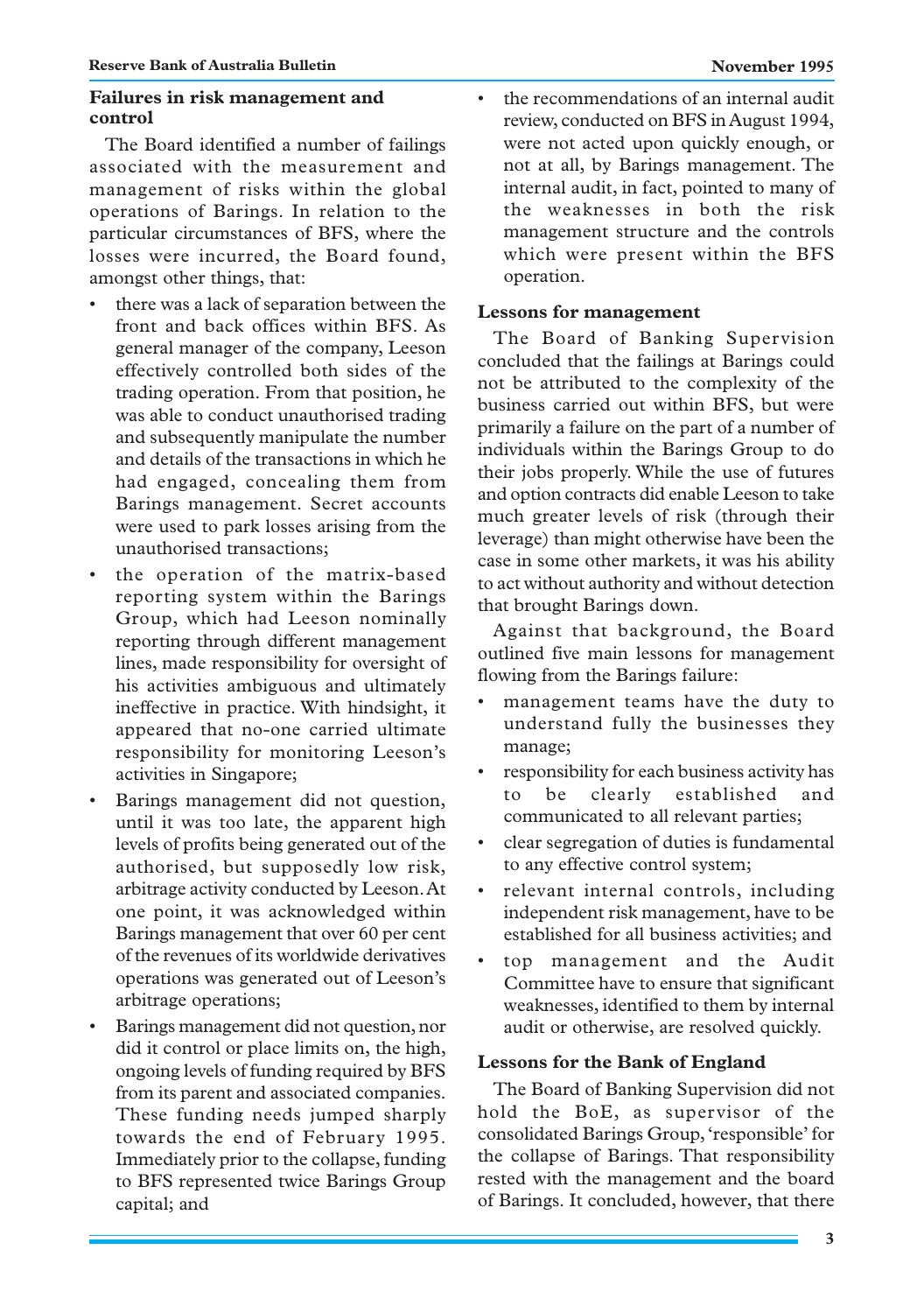### Failures in risk management and control

The Board identified a number of failings associated with the measurement and management of risks within the global operations of Barings. In relation to the particular circumstances of BFS, where the losses were incurred, the Board found, amongst other things, that:

- there was a lack of separation between the front and back offices within BFS. As general manager of the company, Leeson effectively controlled both sides of the trading operation. From that position, he was able to conduct unauthorised trading and subsequently manipulate the number and details of the transactions in which he had engaged, concealing them from Barings management. Secret accounts were used to park losses arising from the unauthorised transactions;
- the operation of the matrix-based reporting system within the Barings Group, which had Leeson nominally reporting through different management lines, made responsibility for oversight of his activities ambiguous and ultimately ineffective in practice. With hindsight, it appeared that no-one carried ultimate responsibility for monitoring Leeson's activities in Singapore;
- Barings management did not question, until it was too late, the apparent high levels of profits being generated out of the authorised, but supposedly low risk, arbitrage activity conducted by Leeson. At one point, it was acknowledged within Barings management that over 60 per cent of the revenues of its worldwide derivatives operations was generated out of Leeson's arbitrage operations;
- Barings management did not question, nor did it control or place limits on, the high, ongoing levels of funding required by BFS from its parent and associated companies. These funding needs jumped sharply towards the end of February 1995. Immediately prior to the collapse, funding to BFS represented twice Barings Group capital; and
- the recommendations of an internal audit review, conducted on BFS in August 1994, were not acted upon quickly enough, or not at all, by Barings management. The internal audit, in fact, pointed to many of the weaknesses in both the risk management structure and the controls which were present within the BFS operation.

### Lessons for management

The Board of Banking Supervision concluded that the failings at Barings could not be attributed to the complexity of the business carried out within BFS, but were primarily a failure on the part of a number of individuals within the Barings Group to do their jobs properly. While the use of futures and option contracts did enable Leeson to take much greater levels of risk (through their leverage) than might otherwise have been the case in some other markets, it was his ability to act without authority and without detection that brought Barings down.

Against that background, the Board outlined five main lessons for management flowing from the Barings failure:

- management teams have the duty to understand fully the businesses they manage;
- responsibility for each business activity has to be clearly established and communicated to all relevant parties;
- clear segregation of duties is fundamental to any effective control system;
- relevant internal controls, including independent risk management, have to be established for all business activities; and
- top management and the Audit Committee have to ensure that significant weaknesses, identified to them by internal audit or otherwise, are resolved quickly.

### Lessons for the Bank of England

The Board of Banking Supervision did not hold the BoE, as supervisor of the consolidated Barings Group, 'responsible' for the collapse of Barings. That responsibility rested with the management and the board of Barings. It concluded, however, that there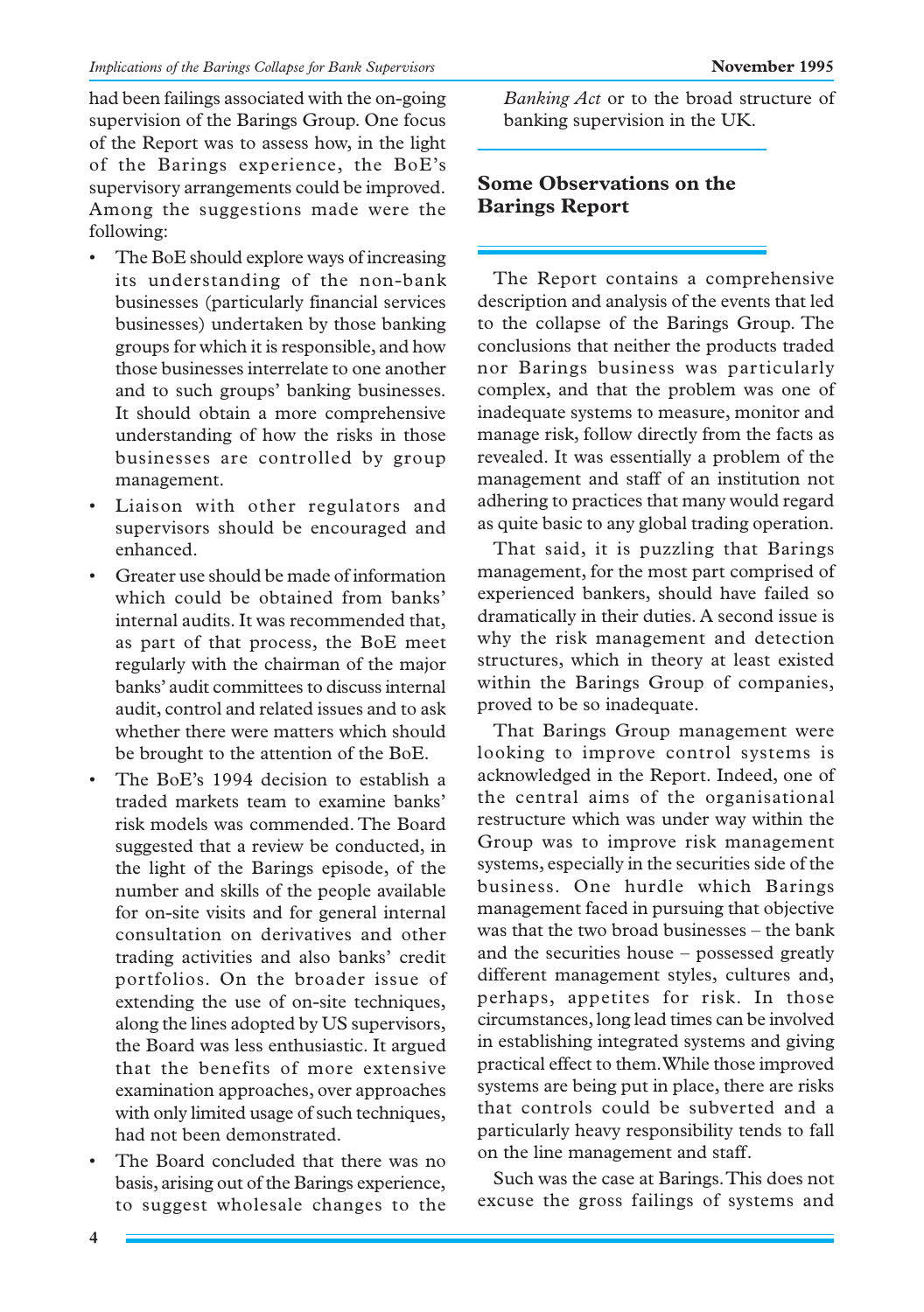had been failings associated with the on-going supervision of the Barings Group. One focus of the Report was to assess how, in the light of the Barings experience, the BoE's supervisory arrangements could be improved. Among the suggestions made were the following:

- The BoE should explore ways of increasing its understanding of the non-bank businesses (particularly financial services businesses) undertaken by those banking groups for which it is responsible, and how those businesses interrelate to one another and to such groups' banking businesses. It should obtain a more comprehensive understanding of how the risks in those businesses are controlled by group management.
- Liaison with other regulators and supervisors should be encouraged and enhanced.
- Greater use should be made of information which could be obtained from banks' internal audits. It was recommended that, as part of that process, the BoE meet regularly with the chairman of the major banks' audit committees to discuss internal audit, control and related issues and to ask whether there were matters which should be brought to the attention of the BoE.
- The BoE's 1994 decision to establish a traded markets team to examine banks' risk models was commended. The Board suggested that a review be conducted, in the light of the Barings episode, of the number and skills of the people available for on-site visits and for general internal consultation on derivatives and other trading activities and also banks' credit portfolios. On the broader issue of extending the use of on-site techniques, along the lines adopted by US supervisors, the Board was less enthusiastic. It argued that the benefits of more extensive examination approaches, over approaches with only limited usage of such techniques, had not been demonstrated.
- The Board concluded that there was no basis, arising out of the Barings experience, to suggest wholesale changes to the *Banking Act* or to the broad structure of banking supervision in the UK.

## Some Observations on the Barings Report

The Report contains a comprehensive description and analysis of the events that led to the collapse of the Barings Group. The conclusions that neither the products traded nor Barings business was particularly complex, and that the problem was one of inadequate systems to measure, monitor and manage risk, follow directly from the facts as revealed. It was essentially a problem of the management and staff of an institution not adhering to practices that many would regard as quite basic to any global trading operation.

That said, it is puzzling that Barings management, for the most part comprised of experienced bankers, should have failed so dramatically in their duties. A second issue is why the risk management and detection structures, which in theory at least existed within the Barings Group of companies, proved to be so inadequate.

That Barings Group management were looking to improve control systems is acknowledged in the Report. Indeed, one of the central aims of the organisational restructure which was under way within the Group was to improve risk management systems, especially in the securities side of the business. One hurdle which Barings management faced in pursuing that objective was that the two broad businesses – the bank and the securities house – possessed greatly different management styles, cultures and, perhaps, appetites for risk. In those circumstances, long lead times can be involved in establishing integrated systems and giving practical effect to them. While those improved systems are being put in place, there are risks that controls could be subverted and a particularly heavy responsibility tends to fall on the line management and staff.

Such was the case at Barings. This does not excuse the gross failings of systems and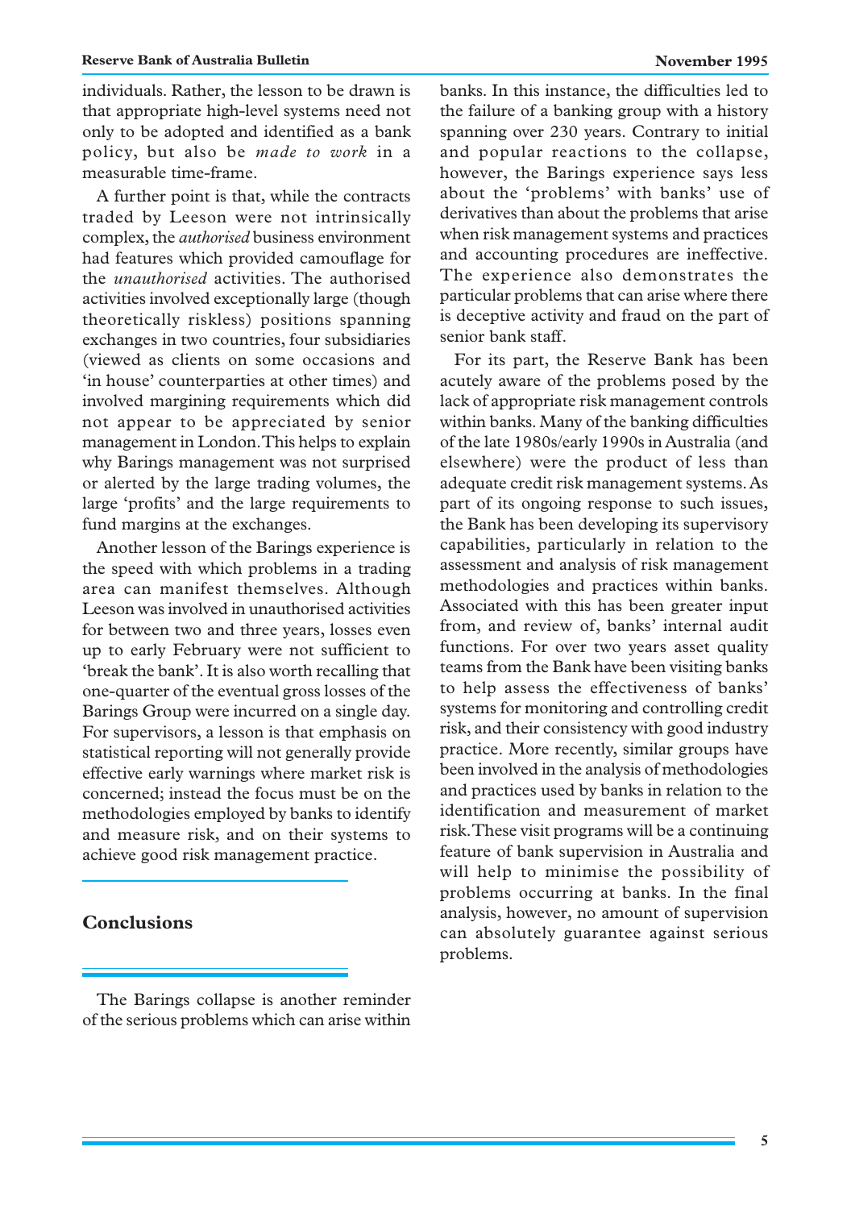individuals. Rather, the lesson to be drawn is that appropriate high-level systems need not only to be adopted and identified as a bank policy, but also be *made to work* in a measurable time-frame.

A further point is that, while the contracts traded by Leeson were not intrinsically complex, the *authorised* business environment had features which provided camouflage for the *unauthorised* activities. The authorised activities involved exceptionally large (though theoretically riskless) positions spanning exchanges in two countries, four subsidiaries (viewed as clients on some occasions and 'in house' counterparties at other times) and involved margining requirements which did not appear to be appreciated by senior management in London. This helps to explain why Barings management was not surprised or alerted by the large trading volumes, the large 'profits' and the large requirements to fund margins at the exchanges.

Another lesson of the Barings experience is the speed with which problems in a trading area can manifest themselves. Although Leeson was involved in unauthorised activities for between two and three years, losses even up to early February were not sufficient to 'break the bank'. It is also worth recalling that one-quarter of the eventual gross losses of the Barings Group were incurred on a single day. For supervisors, a lesson is that emphasis on statistical reporting will not generally provide effective early warnings where market risk is concerned; instead the focus must be on the methodologies employed by banks to identify and measure risk, and on their systems to achieve good risk management practice.

## Conclusions

The Barings collapse is another reminder of the serious problems which can arise within banks. In this instance, the difficulties led to the failure of a banking group with a history spanning over 230 years. Contrary to initial and popular reactions to the collapse, however, the Barings experience says less about the 'problems' with banks' use of derivatives than about the problems that arise when risk management systems and practices and accounting procedures are ineffective. The experience also demonstrates the particular problems that can arise where there is deceptive activity and fraud on the part of senior bank staff.

For its part, the Reserve Bank has been acutely aware of the problems posed by the lack of appropriate risk management controls within banks. Many of the banking difficulties of the late 1980s/early 1990s in Australia (and elsewhere) were the product of less than adequate credit risk management systems. As part of its ongoing response to such issues, the Bank has been developing its supervisory capabilities, particularly in relation to the assessment and analysis of risk management methodologies and practices within banks. Associated with this has been greater input from, and review of, banks' internal audit functions. For over two years asset quality teams from the Bank have been visiting banks to help assess the effectiveness of banks' systems for monitoring and controlling credit risk, and their consistency with good industry practice. More recently, similar groups have been involved in the analysis of methodologies and practices used by banks in relation to the identification and measurement of market risk. These visit programs will be a continuing feature of bank supervision in Australia and will help to minimise the possibility of problems occurring at banks. In the final analysis, however, no amount of supervision can absolutely guarantee against serious problems.